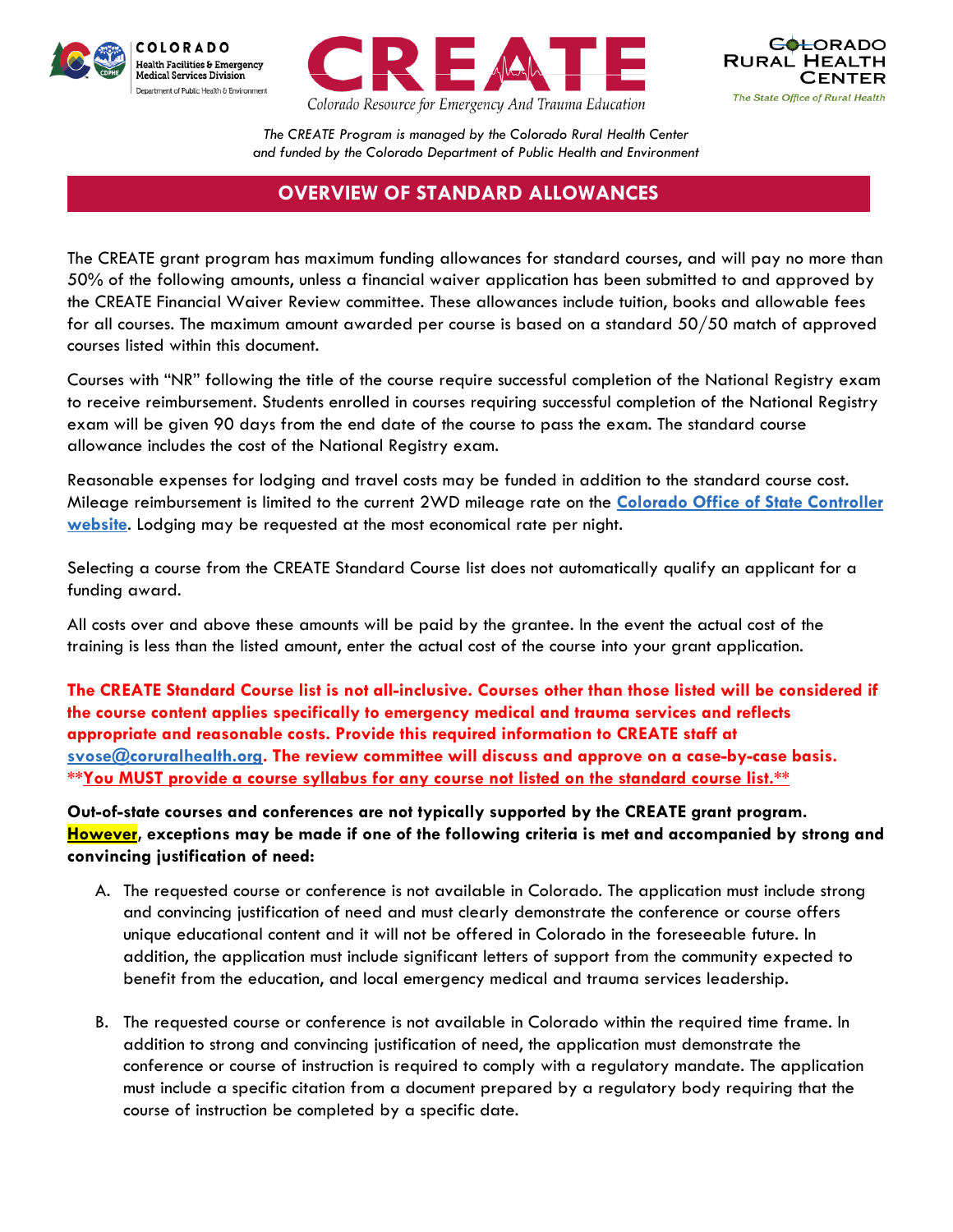COLORADO Health Facilities & Emergency Medical Services Division Department of Public Health & Environment

# CREATE

*Colorado Resource for Emergency And Trauma Education*

COLORADO RURAL HEALTH CENTER *The State Office of Rural Health*

*The CREATE Program is managed by the Colorado Rural Health Center and funded by the Colorado Department of Public Health and Environment*

## OVERVIEW OF STANDARD ALLOWANCES

The CREATE grant program has maximum funding allowances for standard courses, and will pay no more than 50% of the following amounts, unless a financial waiver application has been submitted to and approved by the CREATE Financial Waiver Review committee. These allowances include tuition, books and allowable fees for all courses. The maximum amount awarded per course is based on a standard 50/50 match of approved courses listed within this document.

Courses with "NR" following the title of the course require successful completion of the National Registry exam to receive reimbursement. Students enrolled in courses requiring successful completion of the National Registry exam will be given 90 days from the end date of the course to pass the exam. The standard course allowance includes the cost of the National Registry exam.

Reasonable expenses for lodging and travel costs may be funded in addition to the standard course cost. Mileage reimbursement is limited to the current 2WD mileage rate on the **[Colorado Office of State Controller website](#)**. Lodging may be requested at the most economical rate per night.

Selecting a course from the CREATE Standard Course list does not automatically qualify an applicant for a funding award.

All costs over and above these amounts will be paid by the grantee. In the event the actual cost of the training is less than the listed amount, enter the actual cost of the course into your grant application.

**The CREATE Standard Course list is not all-inclusive. Courses other than those listed will be considered if the course content applies specifically to emergency medical and trauma services and reflects appropriate and reasonable costs. Provide this required information to CREATE staff at svose@coruralhealth.org. The review committee will discuss and approve on a case-by-case basis. **You MUST provide a course syllabus for any course not listed on the standard course list.****

**Out-of-state courses and conferences are not typically supported by the CREATE grant program. However, exceptions may be made if one of the following criteria is met and accompanied by strong and convincing justification of need:**

A. The requested course or conference is not available in Colorado. The application must include strong and convincing justification of need and must clearly demonstrate the conference or course offers unique educational content and it will not be offered in Colorado in the foreseeable future. In addition, the application must include significant letters of support from the community expected to benefit from the education, and local emergency medical and trauma services leadership.

B. The requested course or conference is not available in Colorado within the required time frame. In addition to strong and convincing justification of need, the application must demonstrate the conference or course of instruction is required to comply with a regulatory mandate. The application must include a specific citation from a document prepared by a regulatory body requiring that the course of instruction be completed by a specific date.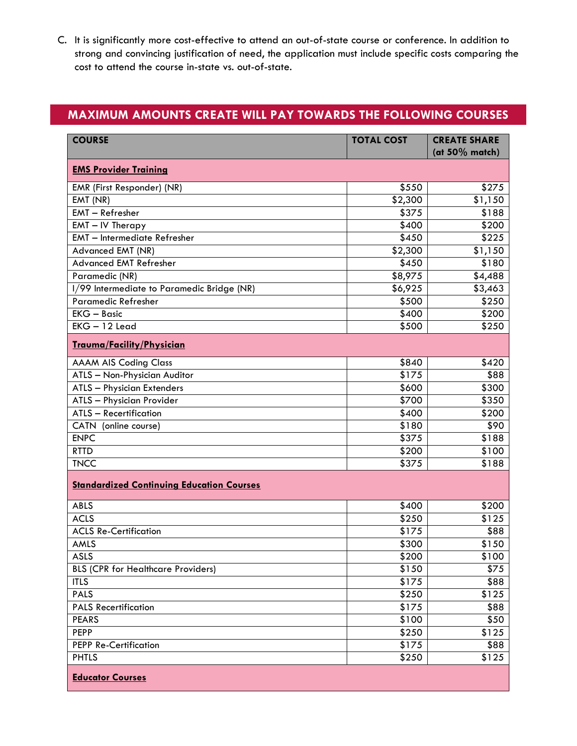C. It is significantly more cost-effective to attend an out-of-state course or conference. In addition to strong and convincing justification of need, the application must include specific costs comparing the cost to attend the course in-state vs. out-of-state.

## MAXIMUM AMOUNTS CREATE WILL PAY TOWARDS THE FOLLOWING COURSES

| COURSE | TOTAL COST | CREATE SHARE (at 50% match) |
|---|---|---|
| **EMS Provider Training** | | |
| EMR (First Responder) (NR) | $550 | $275 |
| EMT (NR) | $2,300 | $1,150 |
| EMT – Refresher | $375 | $188 |
| EMT – IV Therapy | $400 | $200 |
| EMT – Intermediate Refresher | $450 | $225 |
| Advanced EMT (NR) | $2,300 | $1,150 |
| Advanced EMT Refresher | $450 | $180 |
| Paramedic (NR) | $8,975 | $4,488 |
| I/99 Intermediate to Paramedic Bridge (NR) | $6,925 | $3,463 |
| Paramedic Refresher | $500 | $250 |
| EKG – Basic | $400 | $200 |
| EKG – 12 Lead | $500 | $250 |
| **Trauma/Facility/Physician** | | |
| AAAM AIS Coding Class | $840 | $420 |
| ATLS – Non-Physician Auditor | $175 | $88 |
| ATLS – Physician Extenders | $600 | $300 |
| ATLS – Physician Provider | $700 | $350 |
| ATLS – Recertification | $400 | $200 |
| CATN (online course) | $180 | $90 |
| ENPC | $375 | $188 |
| RTTD | $200 | $100 |
| TNCC | $375 | $188 |
| **Standardized Continuing Education Courses** | | |
| ABLS | $400 | $200 |
| ACLS | $250 | $125 |
| ACLS Re-Certification | $175 | $88 |
| AMLS | $300 | $150 |
| ASLS | $200 | $100 |
| BLS (CPR for Healthcare Providers) | $150 | $75 |
| ITLS | $175 | $88 |
| PALS | $250 | $125 |
| PALS Recertification | $175 | $88 |
| PEARS | $100 | $50 |
| PEPP | $250 | $125 |
| PEPP Re-Certification | $175 | $88 |
| PHTLS | $250 | $125 |
| **Educator Courses** | | |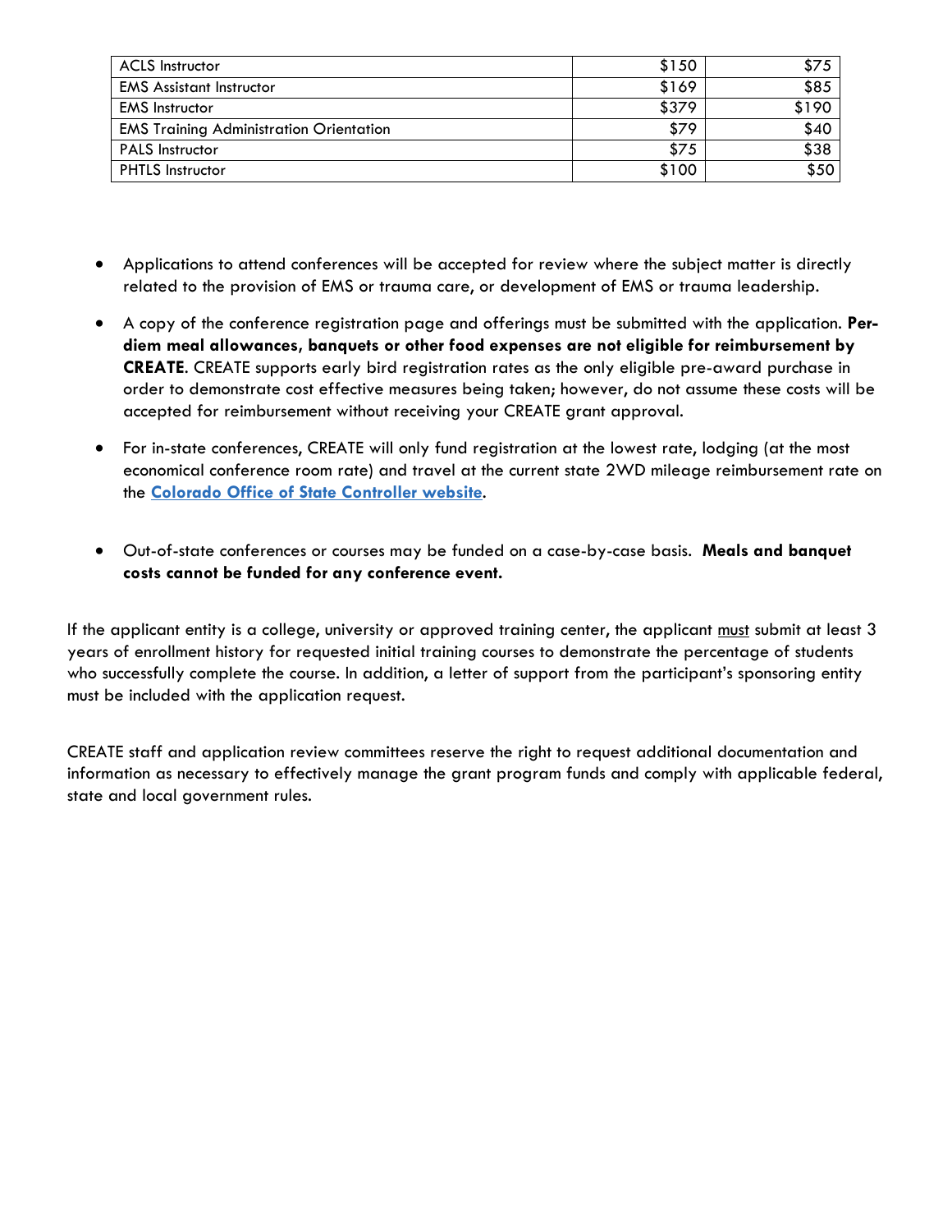| | | |
|---|---|---|
| ACLS Instructor | $150 | $75 |
| EMS Assistant Instructor | $169 | $85 |
| EMS Instructor | $379 | $190 |
| EMS Training Administration Orientation | $79 | $40 |
| PALS Instructor | $75 | $38 |
| PHTLS Instructor | $100 | $50 |

- Applications to attend conferences will be accepted for review where the subject matter is directly related to the provision of EMS or trauma care, or development of EMS or trauma leadership.
- A copy of the conference registration page and offerings must be submitted with the application. **Per-diem meal allowances, banquets or other food expenses are not eligible for reimbursement by CREATE**. CREATE supports early bird registration rates as the only eligible pre-award purchase in order to demonstrate cost effective measures being taken; however, do not assume these costs will be accepted for reimbursement without receiving your CREATE grant approval.
- For in-state conferences, CREATE will only fund registration at the lowest rate, lodging (at the most economical conference room rate) and travel at the current state 2WD mileage reimbursement rate on the **Colorado Office of State Controller website**.
- Out-of-state conferences or courses may be funded on a case-by-case basis. **Meals and banquet costs cannot be funded for any conference event.**

If the applicant entity is a college, university or approved training center, the applicant must submit at least 3 years of enrollment history for requested initial training courses to demonstrate the percentage of students who successfully complete the course. In addition, a letter of support from the participant's sponsoring entity must be included with the application request.

CREATE staff and application review committees reserve the right to request additional documentation and information as necessary to effectively manage the grant program funds and comply with applicable federal, state and local government rules.